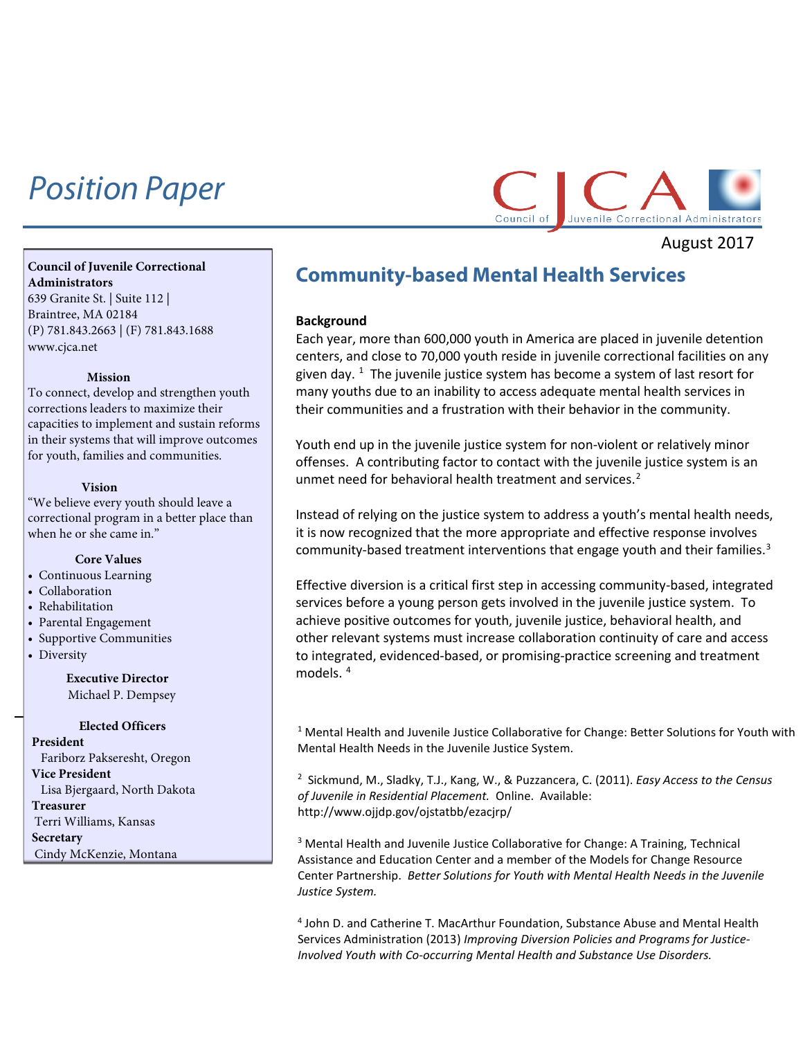# Position Paper

Council of Juvenile Correctional Administrators (CJCA)

August 2017

**Council of Juvenile Correctional Administrators**
639 Granite St. | Suite 112 |
Braintree, MA 02184
(P) 781.843.2663 | (F) 781.843.1688
www.cjca.net

**Mission**

To connect, develop and strengthen youth corrections leaders to maximize their capacities to implement and sustain reforms in their systems that will improve outcomes for youth, families and communities.

**Vision**

"We believe every youth should leave a correctional program in a better place than when he or she came in."

**Core Values**

- Continuous Learning
- Collaboration
- Rehabilitation
- Parental Engagement
- Supportive Communities
- Diversity

**Executive Director**

Michael P. Dempsey

**Elected Officers**

**President**
Fariborz Pakseresht, Oregon
**Vice President**
Lisa Bjergaard, North Dakota
**Treasurer**
Terri Williams, Kansas
**Secretary**
Cindy McKenzie, Montana

## Community-based Mental Health Services

**Background**

Each year, more than 600,000 youth in America are placed in juvenile detention centers, and close to 70,000 youth reside in juvenile correctional facilities on any given day. [1] The juvenile justice system has become a system of last resort for many youths due to an inability to access adequate mental health services in their communities and a frustration with their behavior in the community.

Youth end up in the juvenile justice system for non-violent or relatively minor offenses. A contributing factor to contact with the juvenile justice system is an unmet need for behavioral health treatment and services.[2]

Instead of relying on the justice system to address a youth's mental health needs, it is now recognized that the more appropriate and effective response involves community-based treatment interventions that engage youth and their families.[3]

Effective diversion is a critical first step in accessing community-based, integrated services before a young person gets involved in the juvenile justice system. To achieve positive outcomes for youth, juvenile justice, behavioral health, and other relevant systems must increase collaboration continuity of care and access to integrated, evidenced-based, or promising-practice screening and treatment models. [4]

---

[1] Mental Health and Juvenile Justice Collaborative for Change: Better Solutions for Youth with Mental Health Needs in the Juvenile Justice System.

[2] Sickmund, M., Sladky, T.J., Kang, W., & Puzzancera, C. (2011). *Easy Access to the Census of Juvenile in Residential Placement.* Online. Available: http://www.ojjdp.gov/ojstatbb/ezacjrp/

[3] Mental Health and Juvenile Justice Collaborative for Change: A Training, Technical Assistance and Education Center and a member of the Models for Change Resource Center Partnership. *Better Solutions for Youth with Mental Health Needs in the Juvenile Justice System.*

[4] John D. and Catherine T. MacArthur Foundation, Substance Abuse and Mental Health Services Administration (2013) *Improving Diversion Policies and Programs for Justice-Involved Youth with Co-occurring Mental Health and Substance Use Disorders.*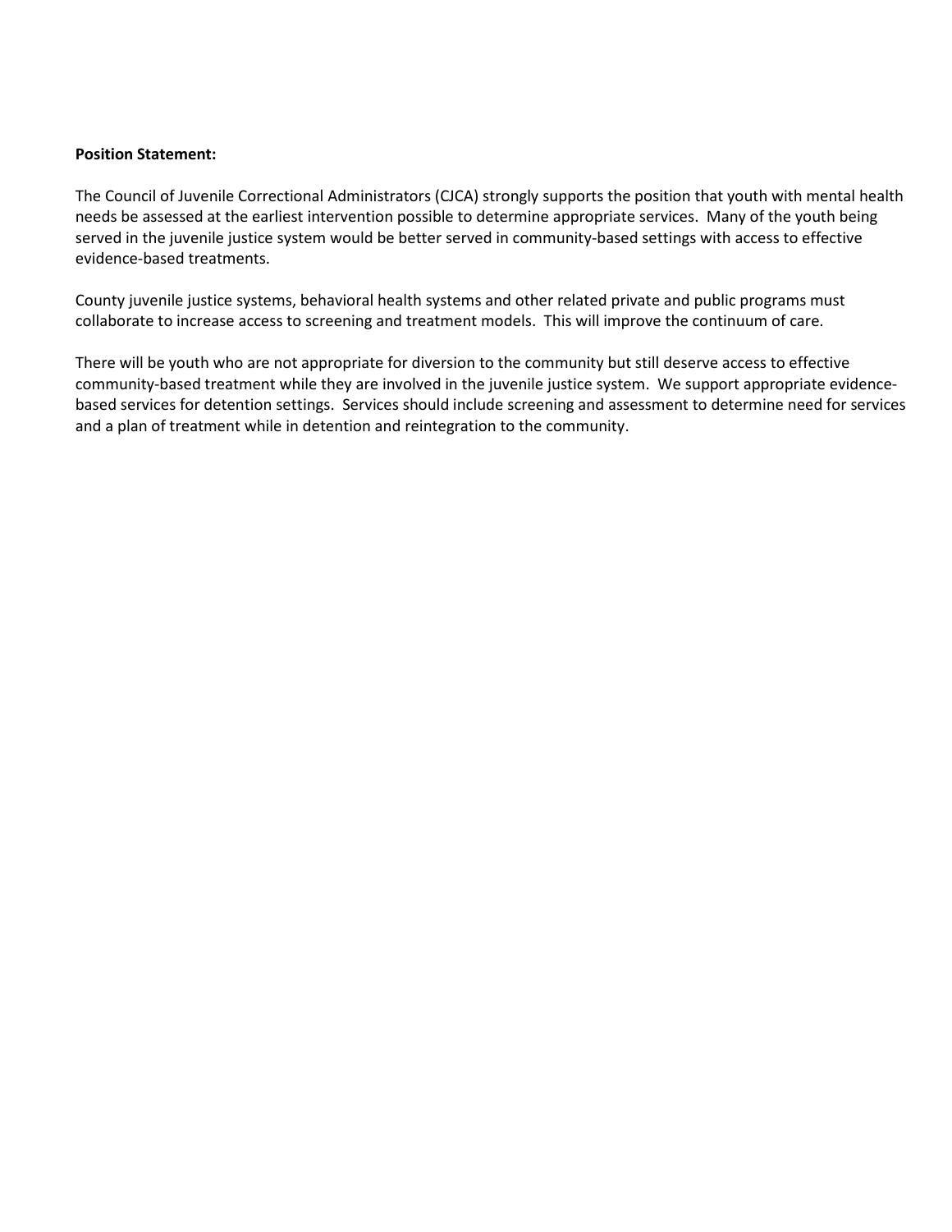**Position Statement:**

The Council of Juvenile Correctional Administrators (CJCA) strongly supports the position that youth with mental health needs be assessed at the earliest intervention possible to determine appropriate services. Many of the youth being served in the juvenile justice system would be better served in community-based settings with access to effective evidence-based treatments.

County juvenile justice systems, behavioral health systems and other related private and public programs must collaborate to increase access to screening and treatment models. This will improve the continuum of care.

There will be youth who are not appropriate for diversion to the community but still deserve access to effective community-based treatment while they are involved in the juvenile justice system. We support appropriate evidence-based services for detention settings. Services should include screening and assessment to determine need for services and a plan of treatment while in detention and reintegration to the community.